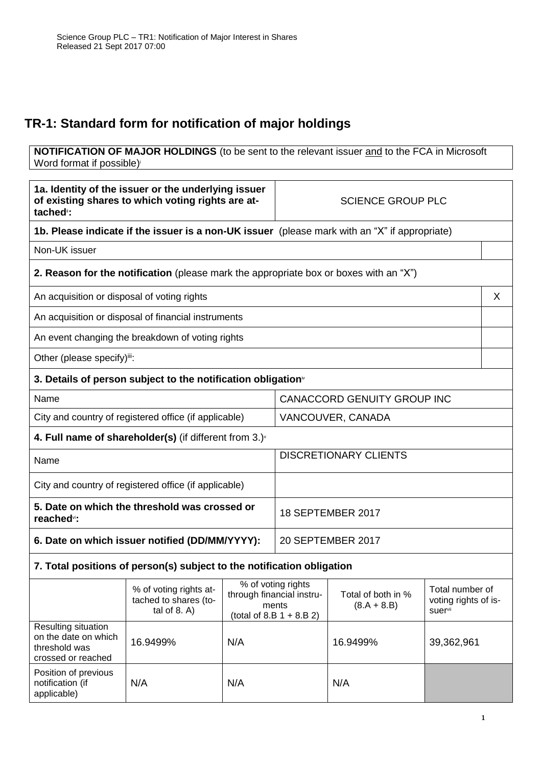Science Group PLC – TR1: Notification of Major Interest in Shares
Released 21 Sept 2017 07:00

# TR-1: Standard form for notification of major holdings

**NOTIFICATION OF MAJOR HOLDINGS** (to be sent to the relevant issuer and to the FCA in Microsoft Word format if possible)[i]

| | |
|---|---|
| **1a. Identity of the issuer or the underlying issuer of existing shares to which voting rights are attached**[ii]**:** | SCIENCE GROUP PLC |
| **1b. Please indicate if the issuer is a non-UK issuer** (please mark with an "X" if appropriate) | |
| Non-UK issuer | |
| **2. Reason for the notification** (please mark the appropriate box or boxes with an "X") | |
| An acquisition or disposal of voting rights | X |
| An acquisition or disposal of financial instruments | |
| An event changing the breakdown of voting rights | |
| Other (please specify)[iii]: | |
| **3. Details of person subject to the notification obligation**[iv] | |
| Name | CANACCORD GENUITY GROUP INC |
| City and country of registered office (if applicable) | VANCOUVER, CANADA |
| **4. Full name of shareholder(s)** (if different from 3.)[v] | |
| Name | DISCRETIONARY CLIENTS |
| City and country of registered office (if applicable) | |
| **5. Date on which the threshold was crossed or reached**[vi]**:** | 18 SEPTEMBER 2017 |
| **6. Date on which issuer notified (DD/MM/YYYY):** | 20 SEPTEMBER 2017 |

**7. Total positions of person(s) subject to the notification obligation**

| | % of voting rights attached to shares (total of 8. A) | % of voting rights through financial instruments (total of 8.B 1 + 8.B 2) | Total of both in % (8.A + 8.B) | Total number of voting rights of issuer[vii] |
|---|---|---|---|---|
| Resulting situation on the date on which threshold was crossed or reached | 16.9499% | N/A | 16.9499% | 39,362,961 |
| Position of previous notification (if applicable) | N/A | N/A | N/A | |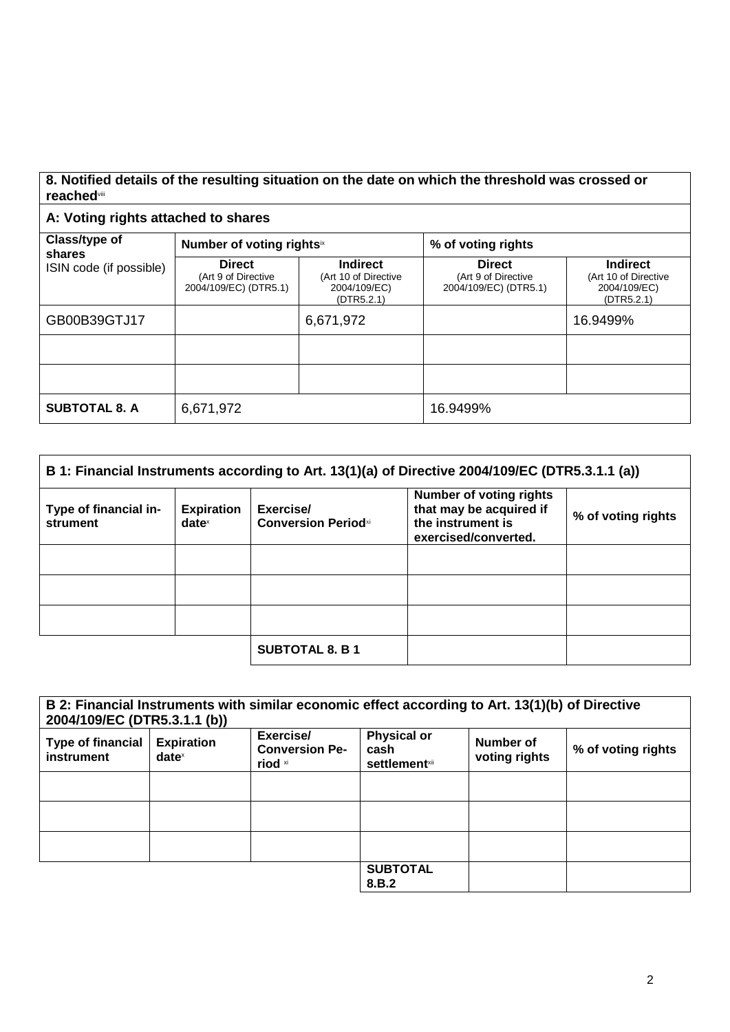| **8. Notified details of the resulting situation on the date on which the threshold was crossed or reached**[viii] | | | | |
|---|---|---|---|---|
| **A: Voting rights attached to shares** | | | | |
| **Class/type of shares** ISIN code (if possible) | **Number of voting rights**[ix] | | **% of voting rights** | |
| | **Direct** (Art 9 of Directive 2004/109/EC) (DTR5.1) | **Indirect** (Art 10 of Directive 2004/109/EC) (DTR5.2.1) | **Direct** (Art 9 of Directive 2004/109/EC) (DTR5.1) | **Indirect** (Art 10 of Directive 2004/109/EC) (DTR5.2.1) |
| GB00B39GTJ17 | | 6,671,972 | | 16.9499% |
| | | | | |
| | | | | |
| **SUBTOTAL 8. A** | 6,671,972 | | 16.9499% | |

| **B 1: Financial Instruments according to Art. 13(1)(a) of Directive 2004/109/EC (DTR5.3.1.1 (a))** | | | | |
|---|---|---|---|---|
| **Type of financial instrument** | **Expiration date**[x] | **Exercise/ Conversion Period**[xi] | **Number of voting rights that may be acquired if the instrument is exercised/converted.** | **% of voting rights** |
| | | | | |
| | | | | |
| | | | | |
| | | **SUBTOTAL 8. B 1** | | |

| **B 2: Financial Instruments with similar economic effect according to Art. 13(1)(b) of Directive 2004/109/EC (DTR5.3.1.1 (b))** | | | | | |
|---|---|---|---|---|---|
| **Type of financial instrument** | **Expiration date**[x] | **Exercise/ Conversion Period** [xi] | **Physical or cash settlement**[xii] | **Number of voting rights** | **% of voting rights** |
| | | | | | |
| | | | | | |
| | | | | | |
| | | | **SUBTOTAL 8.B.2** | | |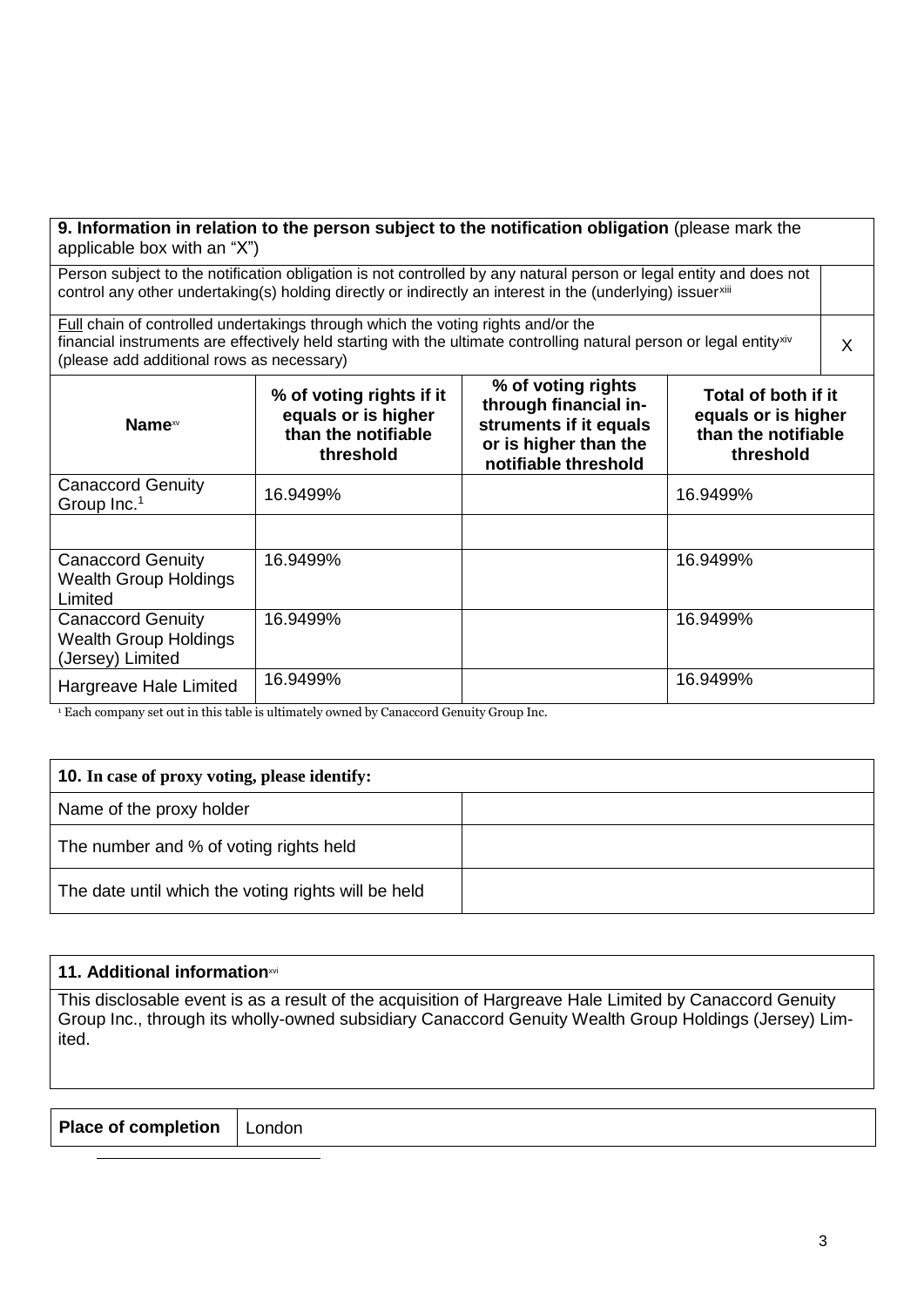**9. Information in relation to the person subject to the notification obligation** (please mark the applicable box with an "X")

| | |
|---|---|
| Person subject to the notification obligation is not controlled by any natural person or legal entity and does not control any other undertaking(s) holding directly or indirectly an interest in the (underlying) issuer[xiii] | |
| Full chain of controlled undertakings through which the voting rights and/or the financial instruments are effectively held starting with the ultimate controlling natural person or legal entity[xiv] (please add additional rows as necessary) | X |

| Name[xv] | % of voting rights if it equals or is higher than the notifiable threshold | % of voting rights through financial instruments if it equals or is higher than the notifiable threshold | Total of both if it equals or is higher than the notifiable threshold |
|---|---|---|---|
| Canaccord Genuity Group Inc.[1] | 16.9499% | | 16.9499% |
| | | | |
| Canaccord Genuity Wealth Group Holdings Limited | 16.9499% | | 16.9499% |
| Canaccord Genuity Wealth Group Holdings (Jersey) Limited | 16.9499% | | 16.9499% |
| Hargreave Hale Limited | 16.9499% | | 16.9499% |

[1] Each company set out in this table is ultimately owned by Canaccord Genuity Group Inc.

| **10. In case of proxy voting, please identify:** | |
|---|---|
| Name of the proxy holder | |
| The number and % of voting rights held | |
| The date until which the voting rights will be held | |

**11. Additional information**[xvi]

This disclosable event is as a result of the acquisition of Hargreave Hale Limited by Canaccord Genuity Group Inc., through its wholly-owned subsidiary Canaccord Genuity Wealth Group Holdings (Jersey) Limited.

| **Place of completion** | London |
|---|---|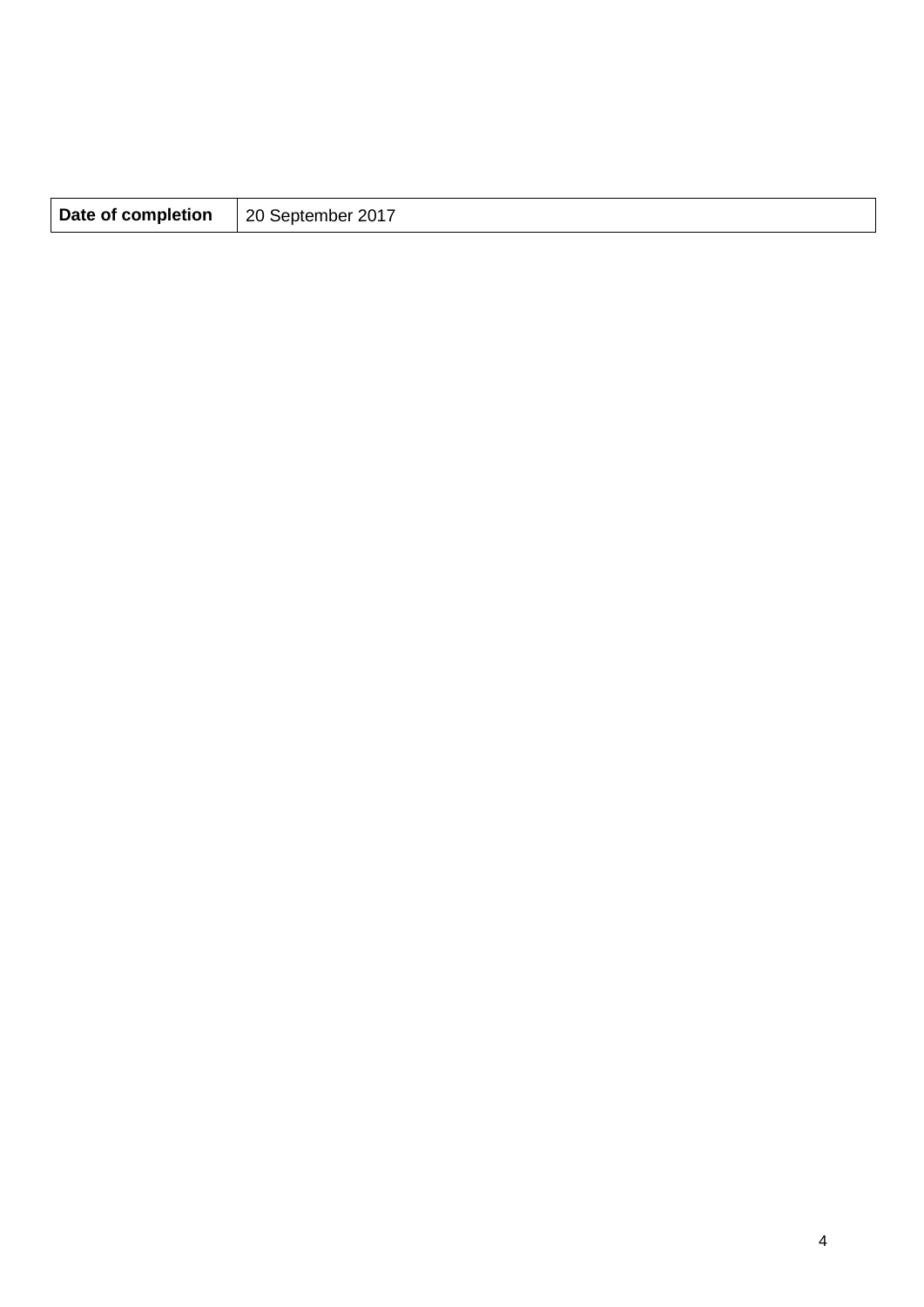| | |
|---|---|
| **Date of completion** | 20 September 2017 |